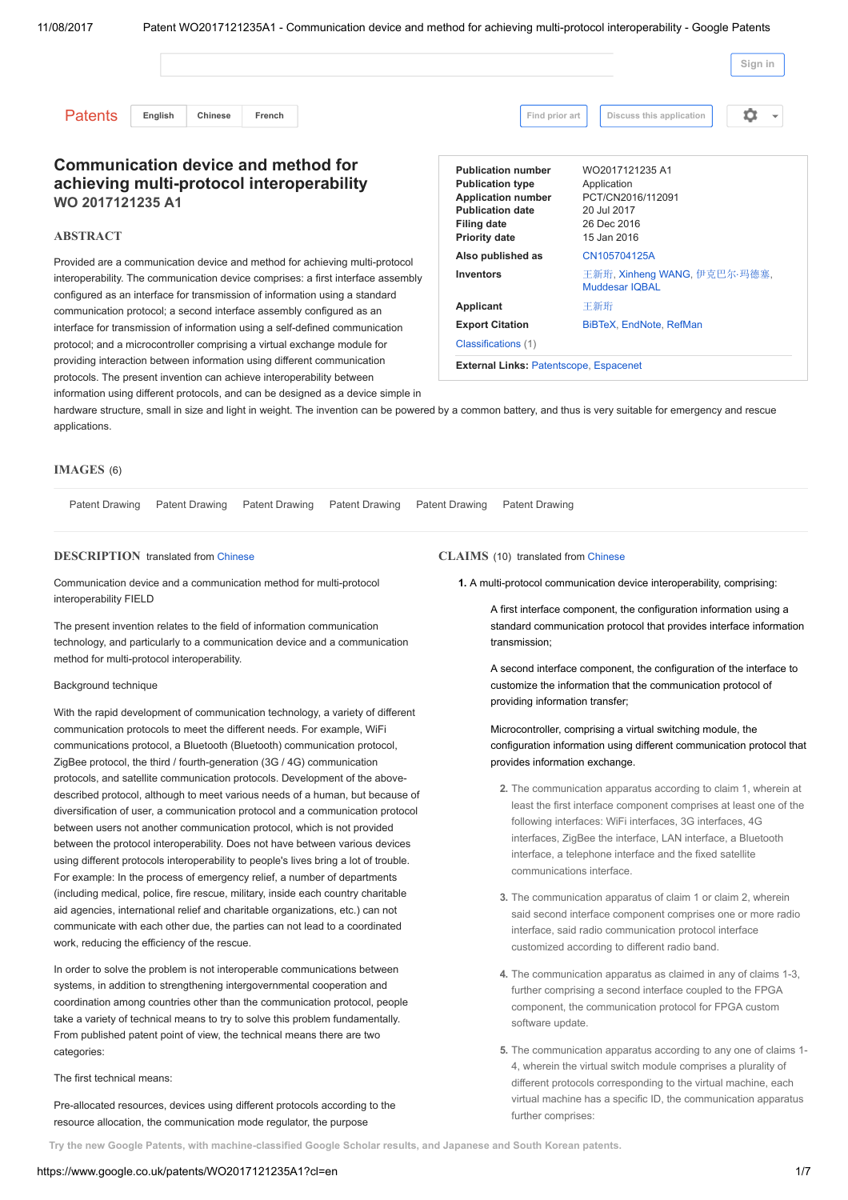# Communication device and method for achieving multi-protocol interoperability

## WO 2017121235 A1

| | |
|---|---|
| **Publication number** | WO2017121235 A1 |
| **Publication type** | Application |
| **Application number** | PCT/CN2016/112091 |
| **Publication date** | 20 Jul 2017 |
| **Filing date** | 26 Dec 2016 |
| **Priority date** | 15 Jan 2016 |
| **Also published as** | CN105704125A |
| **Inventors** | 王新珩, Xinheng WANG, 伊克巴尔·玛德塞, Muddesar IQBAL |
| **Applicant** | 王新珩 |
| **Export Citation** | BiBTeX, EndNote, RefMan |

Classifications (1)

**External Links:** Patentscope, Espacenet

## ABSTRACT

Provided are a communication device and method for achieving multi-protocol interoperability. The communication device comprises: a first interface assembly configured as an interface for transmission of information using a standard communication protocol; a second interface assembly configured as an interface for transmission of information using a self-defined communication protocol; and a microcontroller comprising a virtual exchange module for providing interaction between information using different communication protocols. The present invention can achieve interoperability between information using different protocols, and can be designed as a device simple in hardware structure, small in size and light in weight. The invention can be powered by a common battery, and thus is very suitable for emergency and rescue applications.

## IMAGES (6)

Patent Drawing Patent Drawing Patent Drawing Patent Drawing Patent Drawing Patent Drawing

## DESCRIPTION translated from Chinese

Communication device and a communication method for multi-protocol interoperability FIELD

The present invention relates to the field of information communication technology, and particularly to a communication device and a communication method for multi-protocol interoperability.

Background technique

With the rapid development of communication technology, a variety of different communication protocols to meet the different needs. For example, WiFi communications protocol, a Bluetooth (Bluetooth) communication protocol, ZigBee protocol, the third / fourth-generation (3G / 4G) communication protocols, and satellite communication protocols. Development of the above-described protocol, although to meet various needs of a human, but because of diversification of user, a communication protocol and a communication protocol between users not another communication protocol, which is not provided between the protocol interoperability. Does not have between various devices using different protocols interoperability to people's lives bring a lot of trouble. For example: In the process of emergency relief, a number of departments (including medical, police, fire rescue, military, inside each country charitable aid agencies, international relief and charitable organizations, etc.) can not communicate with each other due, the parties can not lead to a coordinated work, reducing the efficiency of the rescue.

In order to solve the problem is not interoperable communications between systems, in addition to strengthening intergovernmental cooperation and coordination among countries other than the communication protocol, people take a variety of technical means to try to solve this problem fundamentally. From published patent point of view, the technical means there are two categories:

The first technical means:

Pre-allocated resources, devices using different protocols according to the resource allocation, the communication mode regulator, the purpose

## CLAIMS (10) translated from Chinese

1. A multi-protocol communication device interoperability, comprising:

   A first interface component, the configuration information using a standard communication protocol that provides interface information transmission;

   A second interface component, the configuration of the interface to customize the information that the communication protocol of providing information transfer;

   Microcontroller, comprising a virtual switching module, the configuration information using different communication protocol that provides information exchange.

2. The communication apparatus according to claim 1, wherein at least the first interface component comprises at least one of the following interfaces: WiFi interfaces, 3G interfaces, 4G interfaces, ZigBee the interface, LAN interface, a Bluetooth interface, a telephone interface and the fixed satellite communications interface.

3. The communication apparatus of claim 1 or claim 2, wherein said second interface component comprises one or more radio interface, said radio communication protocol interface customized according to different radio band.

4. The communication apparatus as claimed in any of claims 1-3, further comprising a second interface coupled to the FPGA component, the communication protocol for FPGA custom software update.

5. The communication apparatus according to any one of claims 1-4, wherein the virtual switch module comprises a plurality of different protocols corresponding to the virtual machine, each virtual machine has a specific ID, the communication apparatus further comprises: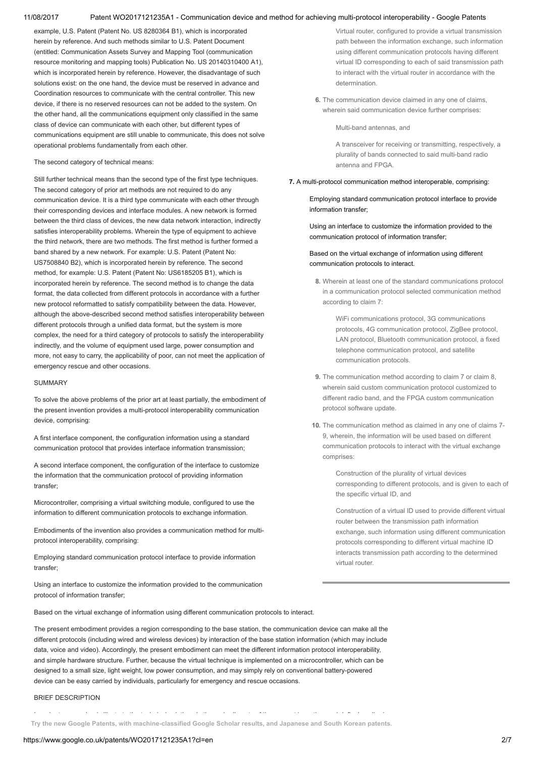example, U.S. Patent (Patent No. US 8280364 B1), which is incorporated herein by reference. And such methods similar to U.S. Patent Document (entitled: Communication Assets Survey and Mapping Tool (communication resource monitoring and mapping tools) Publication No. US 20140310400 A1), which is incorporated herein by reference. However, the disadvantage of such solutions exist: on the one hand, the device must be reserved in advance and Coordination resources to communicate with the central controller. This new device, if there is no reserved resources can not be added to the system. On the other hand, all the communications equipment only classified in the same class of device can communicate with each other, but different types of communications equipment are still unable to communicate, this does not solve operational problems fundamentally from each other.

The second category of technical means:

Still further technical means than the second type of the first type techniques. The second category of prior art methods are not required to do any communication device. It is a third type communicate with each other through their corresponding devices and interface modules. A new network is formed between the third class of devices, the new data network interaction, indirectly satisfies interoperability problems. Wherein the type of equipment to achieve the third network, there are two methods. The first method is further formed a band shared by a new network. For example: U.S. Patent (Patent No: US7508840 B2), which is incorporated herein by reference. The second method, for example: U.S. Patent (Patent No: US6185205 B1), which is incorporated herein by reference. The second method is to change the data format, the data collected from different protocols in accordance with a further new protocol reformatted to satisfy compatibility between the data. However, although the above-described second method satisfies interoperability between different protocols through a unified data format, but the system is more complex, the need for a third category of protocols to satisfy the interoperability indirectly, and the volume of equipment used large, power consumption and more, not easy to carry, the applicability of poor, can not meet the application of emergency rescue and other occasions.

SUMMARY

To solve the above problems of the prior art at least partially, the embodiment of the present invention provides a multi-protocol interoperability communication device, comprising:

A first interface component, the configuration information using a standard communication protocol that provides interface information transmission;

A second interface component, the configuration of the interface to customize the information that the communication protocol of providing information transfer;

Microcontroller, comprising a virtual switching module, configured to use the information to different communication protocols to exchange information.

Embodiments of the invention also provides a communication method for multi-protocol interoperability, comprising:

Employing standard communication protocol interface to provide information transfer;

Using an interface to customize the information provided to the communication protocol of information transfer;

Based on the virtual exchange of information using different communication protocols to interact.

The present embodiment provides a region corresponding to the base station, the communication device can make all the different protocols (including wired and wireless devices) by interaction of the base station information (which may include data, voice and video). Accordingly, the present embodiment can meet the different information protocol interoperability, and simple hardware structure. Further, because the virtual technique is implemented on a microcontroller, which can be designed to a small size, light weight, low power consumption, and may simply rely on conventional battery-powered device can be easy carried by individuals, particularly for emergency and rescue occasions.

BRIEF DESCRIPTION

Virtual router, configured to provide a virtual transmission path between the information exchange, such information using different communication protocols having different virtual ID corresponding to each of said transmission path to interact with the virtual router in accordance with the determination.

**6.** The communication device claimed in any one of claims, wherein said communication device further comprises:

Multi-band antennas, and

A transceiver for receiving or transmitting, respectively, a plurality of bands connected to said multi-band radio antenna and FPGA.

**7.** A multi-protocol communication method interoperable, comprising:

Employing standard communication protocol interface to provide information transfer;

Using an interface to customize the information provided to the communication protocol of information transfer;

Based on the virtual exchange of information using different communication protocols to interact.

**8.** Wherein at least one of the standard communications protocol in a communication protocol selected communication method according to claim 7:

WiFi communications protocol, 3G communications protocols, 4G communication protocol, ZigBee protocol, LAN protocol, Bluetooth communication protocol, a fixed telephone communication protocol, and satellite communication protocols.

**9.** The communication method according to claim 7 or claim 8, wherein said custom communication protocol customized to different radio band, and the FPGA custom communication protocol software update.

**10.** The communication method as claimed in any one of claims 7-9, wherein, the information will be used based on different communication protocols to interact with the virtual exchange comprises:

Construction of the plurality of virtual devices corresponding to different protocols, and is given to each of the specific virtual ID, and

Construction of a virtual ID used to provide different virtual router between the transmission path information exchange, such information using different communication protocols corresponding to different virtual machine ID interacts transmission path according to the determined virtual router.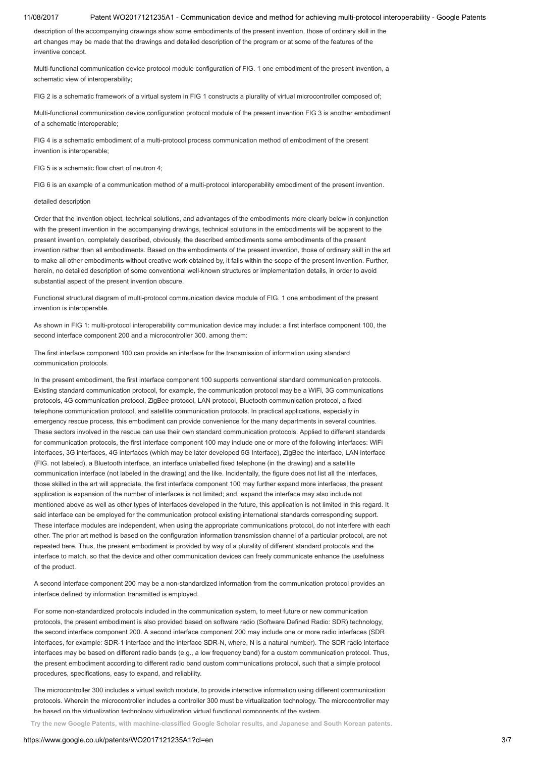description of the accompanying drawings show some embodiments of the present invention, those of ordinary skill in the art changes may be made that the drawings and detailed description of the program or at some of the features of the inventive concept.

Multi-functional communication device protocol module configuration of FIG. 1 one embodiment of the present invention, a schematic view of interoperability;

FIG 2 is a schematic framework of a virtual system in FIG 1 constructs a plurality of virtual microcontroller composed of;

Multi-functional communication device configuration protocol module of the present invention FIG 3 is another embodiment of a schematic interoperable;

FIG 4 is a schematic embodiment of a multi-protocol process communication method of embodiment of the present invention is interoperable;

FIG 5 is a schematic flow chart of neutron 4;

FIG 6 is an example of a communication method of a multi-protocol interoperability embodiment of the present invention.

detailed description

Order that the invention object, technical solutions, and advantages of the embodiments more clearly below in conjunction with the present invention in the accompanying drawings, technical solutions in the embodiments will be apparent to the present invention, completely described, obviously, the described embodiments some embodiments of the present invention rather than all embodiments. Based on the embodiments of the present invention, those of ordinary skill in the art to make all other embodiments without creative work obtained by, it falls within the scope of the present invention. Further, herein, no detailed description of some conventional well-known structures or implementation details, in order to avoid substantial aspect of the present invention obscure.

Functional structural diagram of multi-protocol communication device module of FIG. 1 one embodiment of the present invention is interoperable.

As shown in FIG 1: multi-protocol interoperability communication device may include: a first interface component 100, the second interface component 200 and a microcontroller 300. among them:

The first interface component 100 can provide an interface for the transmission of information using standard communication protocols.

In the present embodiment, the first interface component 100 supports conventional standard communication protocols. Existing standard communication protocol, for example, the communication protocol may be a WiFi, 3G communications protocols, 4G communication protocol, ZigBee protocol, LAN protocol, Bluetooth communication protocol, a fixed telephone communication protocol, and satellite communication protocols. In practical applications, especially in emergency rescue process, this embodiment can provide convenience for the many departments in several countries. These sectors involved in the rescue can use their own standard communication protocols. Applied to different standards for communication protocols, the first interface component 100 may include one or more of the following interfaces: WiFi interfaces, 3G interfaces, 4G interfaces (which may be later developed 5G Interface), ZigBee the interface, LAN interface (FIG. not labeled), a Bluetooth interface, an interface unlabelled fixed telephone (in the drawing) and a satellite communication interface (not labeled in the drawing) and the like. Incidentally, the figure does not list all the interfaces, those skilled in the art will appreciate, the first interface component 100 may further expand more interfaces, the present application is expansion of the number of interfaces is not limited; and, expand the interface may also include not mentioned above as well as other types of interfaces developed in the future, this application is not limited in this regard. It said interface can be employed for the communication protocol existing international standards corresponding support. These interface modules are independent, when using the appropriate communications protocol, do not interfere with each other. The prior art method is based on the configuration information transmission channel of a particular protocol, are not repeated here. Thus, the present embodiment is provided by way of a plurality of different standard protocols and the interface to match, so that the device and other communication devices can freely communicate enhance the usefulness of the product.

A second interface component 200 may be a non-standardized information from the communication protocol provides an interface defined by information transmitted is employed.

For some non-standardized protocols included in the communication system, to meet future or new communication protocols, the present embodiment is also provided based on software radio (Software Defined Radio: SDR) technology, the second interface component 200. A second interface component 200 may include one or more radio interfaces (SDR interfaces, for example: SDR-1 interface and the interface SDR-N, where, N is a natural number). The SDR radio interface interfaces may be based on different radio bands (e.g., a low frequency band) for a custom communication protocol. Thus, the present embodiment according to different radio band custom communications protocol, such that a simple protocol procedures, specifications, easy to expand, and reliability.

The microcontroller 300 includes a virtual switch module, to provide interactive information using different communication protocols. Wherein the microcontroller includes a controller 300 must be virtualization technology. The microcontroller may be based on the virtualization technology virtualization virtual functional components of the system.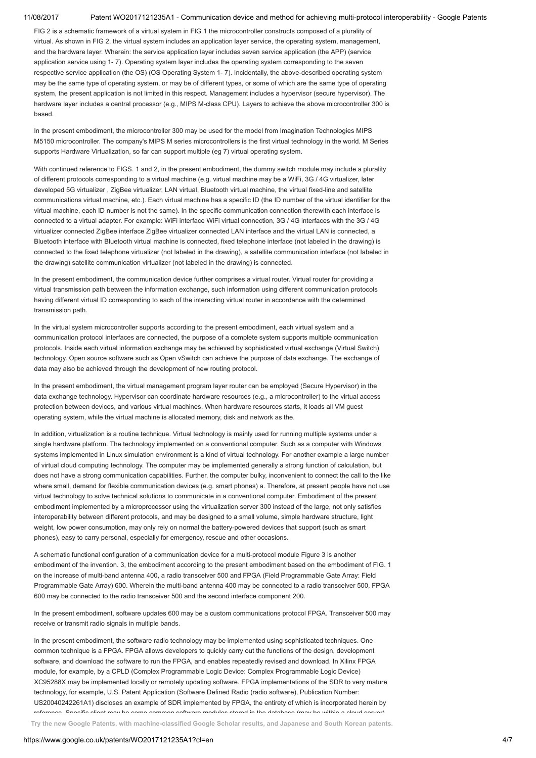FIG 2 is a schematic framework of a virtual system in FIG 1 the microcontroller constructs composed of a plurality of virtual. As shown in FIG 2, the virtual system includes an application layer service, the operating system, management, and the hardware layer. Wherein: the service application layer includes seven service application (the APP) (service application service using 1- 7). Operating system layer includes the operating system corresponding to the seven respective service application (the OS) (OS Operating System 1- 7). Incidentally, the above-described operating system may be the same type of operating system, or may be of different types, or some of which are the same type of operating system, the present application is not limited in this respect. Management includes a hypervisor (secure hypervisor). The hardware layer includes a central processor (e.g., MIPS M-class CPU). Layers to achieve the above microcontroller 300 is based.

In the present embodiment, the microcontroller 300 may be used for the model from Imagination Technologies MIPS M5150 microcontroller. The company's MIPS M series microcontrollers is the first virtual technology in the world. M Series supports Hardware Virtualization, so far can support multiple (eg 7) virtual operating system.

With continued reference to FIGS. 1 and 2, in the present embodiment, the dummy switch module may include a plurality of different protocols corresponding to a virtual machine (e.g. virtual machine may be a WiFi, 3G / 4G virtualizer, later developed 5G virtualizer , ZigBee virtualizer, LAN virtual, Bluetooth virtual machine, the virtual fixed-line and satellite communications virtual machine, etc.). Each virtual machine has a specific ID (the ID number of the virtual identifier for the virtual machine, each ID number is not the same). In the specific communication connection therewith each interface is connected to a virtual adapter. For example: WiFi interface WiFi virtual connection, 3G / 4G interfaces with the 3G / 4G virtualizer connected ZigBee interface ZigBee virtualizer connected LAN interface and the virtual LAN is connected, a Bluetooth interface with Bluetooth virtual machine is connected, fixed telephone interface (not labeled in the drawing) is connected to the fixed telephone virtualizer (not labeled in the drawing), a satellite communication interface (not labeled in the drawing) satellite communication virtualizer (not labeled in the drawing) is connected.

In the present embodiment, the communication device further comprises a virtual router. Virtual router for providing a virtual transmission path between the information exchange, such information using different communication protocols having different virtual ID corresponding to each of the interacting virtual router in accordance with the determined transmission path.

In the virtual system microcontroller supports according to the present embodiment, each virtual system and a communication protocol interfaces are connected, the purpose of a complete system supports multiple communication protocols. Inside each virtual information exchange may be achieved by sophisticated virtual exchange (Virtual Switch) technology. Open source software such as Open vSwitch can achieve the purpose of data exchange. The exchange of data may also be achieved through the development of new routing protocol.

In the present embodiment, the virtual management program layer router can be employed (Secure Hypervisor) in the data exchange technology. Hypervisor can coordinate hardware resources (e.g., a microcontroller) to the virtual access protection between devices, and various virtual machines. When hardware resources starts, it loads all VM guest operating system, while the virtual machine is allocated memory, disk and network as the.

In addition, virtualization is a routine technique. Virtual technology is mainly used for running multiple systems under a single hardware platform. The technology implemented on a conventional computer. Such as a computer with Windows systems implemented in Linux simulation environment is a kind of virtual technology. For another example a large number of virtual cloud computing technology. The computer may be implemented generally a strong function of calculation, but does not have a strong communication capabilities. Further, the computer bulky, inconvenient to connect the call to the like where small, demand for flexible communication devices (e.g. smart phones) a. Therefore, at present people have not use virtual technology to solve technical solutions to communicate in a conventional computer. Embodiment of the present embodiment implemented by a microprocessor using the virtualization server 300 instead of the large, not only satisfies interoperability between different protocols, and may be designed to a small volume, simple hardware structure, light weight, low power consumption, may only rely on normal the battery-powered devices that support (such as smart phones), easy to carry personal, especially for emergency, rescue and other occasions.

A schematic functional configuration of a communication device for a multi-protocol module Figure 3 is another embodiment of the invention. 3, the embodiment according to the present embodiment based on the embodiment of FIG. 1 on the increase of multi-band antenna 400, a radio transceiver 500 and FPGA (Field Programmable Gate Array: Field Programmable Gate Array) 600. Wherein the multi-band antenna 400 may be connected to a radio transceiver 500, FPGA 600 may be connected to the radio transceiver 500 and the second interface component 200.

In the present embodiment, software updates 600 may be a custom communications protocol FPGA. Transceiver 500 may receive or transmit radio signals in multiple bands.

In the present embodiment, the software radio technology may be implemented using sophisticated techniques. One common technique is a FPGA. FPGA allows developers to quickly carry out the functions of the design, development software, and download the software to run the FPGA, and enables repeatedly revised and download. In Xilinx FPGA module, for example, by a CPLD (Complex Programmable Logic Device: Complex Programmable Logic Device) XC95288X may be implemented locally or remotely updating software. FPGA implementations of the SDR to very mature technology, for example, U.S. Patent Application (Software Defined Radio (radio software), Publication Number: US20040242261A1) discloses an example of SDR implemented by FPGA, the entirety of which is incorporated herein by reference. Specific client may be some common software modules stored in the database (may be within a cloud server)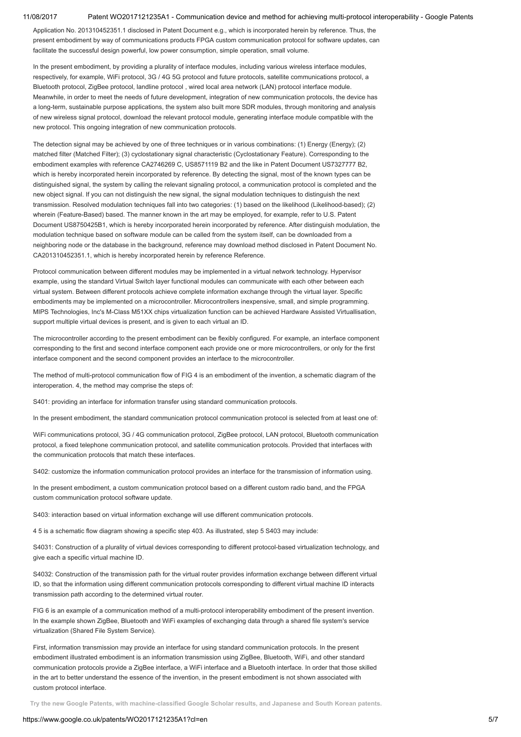Application No. 201310452351.1 disclosed in Patent Document e.g., which is incorporated herein by reference. Thus, the present embodiment by way of communications products FPGA custom communication protocol for software updates, can facilitate the successful design powerful, low power consumption, simple operation, small volume.

In the present embodiment, by providing a plurality of interface modules, including various wireless interface modules, respectively, for example, WiFi protocol, 3G / 4G 5G protocol and future protocols, satellite communications protocol, a Bluetooth protocol, ZigBee protocol, landline protocol , wired local area network (LAN) protocol interface module. Meanwhile, in order to meet the needs of future development, integration of new communication protocols, the device has a long-term, sustainable purpose applications, the system also built more SDR modules, through monitoring and analysis of new wireless signal protocol, download the relevant protocol module, generating interface module compatible with the new protocol. This ongoing integration of new communication protocols.

The detection signal may be achieved by one of three techniques or in various combinations: (1) Energy (Energy); (2) matched filter (Matched Filter); (3) cyclostationary signal characteristic (Cyclostationary Feature). Corresponding to the embodiment examples with reference CA2746269 C, US8571119 B2 and the like in Patent Document US7327777 B2, which is hereby incorporated herein incorporated by reference. By detecting the signal, most of the known types can be distinguished signal, the system by calling the relevant signaling protocol, a communication protocol is completed and the new object signal. If you can not distinguish the new signal, the signal modulation techniques to distinguish the next transmission. Resolved modulation techniques fall into two categories: (1) based on the likelihood (Likelihood-based); (2) wherein (Feature-Based) based. The manner known in the art may be employed, for example, refer to U.S. Patent Document US8750425B1, which is hereby incorporated herein incorporated by reference. After distinguish modulation, the modulation technique based on software module can be called from the system itself, can be downloaded from a neighboring node or the database in the background, reference may download method disclosed in Patent Document No. CA201310452351.1, which is hereby incorporated herein by reference Reference.

Protocol communication between different modules may be implemented in a virtual network technology. Hypervisor example, using the standard Virtual Switch layer functional modules can communicate with each other between each virtual system. Between different protocols achieve complete information exchange through the virtual layer. Specific embodiments may be implemented on a microcontroller. Microcontrollers inexpensive, small, and simple programming. MIPS Technologies, Inc's M-Class M51XX chips virtualization function can be achieved Hardware Assisted Virtuallisation, support multiple virtual devices is present, and is given to each virtual an ID.

The microcontroller according to the present embodiment can be flexibly configured. For example, an interface component corresponding to the first and second interface component each provide one or more microcontrollers, or only for the first interface component and the second component provides an interface to the microcontroller.

The method of multi-protocol communication flow of FIG 4 is an embodiment of the invention, a schematic diagram of the interoperation. 4, the method may comprise the steps of:

S401: providing an interface for information transfer using standard communication protocols.

In the present embodiment, the standard communication protocol communication protocol is selected from at least one of:

WiFi communications protocol, 3G / 4G communication protocol, ZigBee protocol, LAN protocol, Bluetooth communication protocol, a fixed telephone communication protocol, and satellite communication protocols. Provided that interfaces with the communication protocols that match these interfaces.

S402: customize the information communication protocol provides an interface for the transmission of information using.

In the present embodiment, a custom communication protocol based on a different custom radio band, and the FPGA custom communication protocol software update.

S403: interaction based on virtual information exchange will use different communication protocols.

4 5 is a schematic flow diagram showing a specific step 403. As illustrated, step 5 S403 may include:

S4031: Construction of a plurality of virtual devices corresponding to different protocol-based virtualization technology, and give each a specific virtual machine ID.

S4032: Construction of the transmission path for the virtual router provides information exchange between different virtual ID, so that the information using different communication protocols corresponding to different virtual machine ID interacts transmission path according to the determined virtual router.

FIG 6 is an example of a communication method of a multi-protocol interoperability embodiment of the present invention. In the example shown ZigBee, Bluetooth and WiFi examples of exchanging data through a shared file system's service virtualization (Shared File System Service).

First, information transmission may provide an interface for using standard communication protocols. In the present embodiment illustrated embodiment is an information transmission using ZigBee, Bluetooth, WiFi, and other standard communication protocols provide a ZigBee interface, a WiFi interface and a Bluetooth interface. In order that those skilled in the art to better understand the essence of the invention, in the present embodiment is not shown associated with custom protocol interface.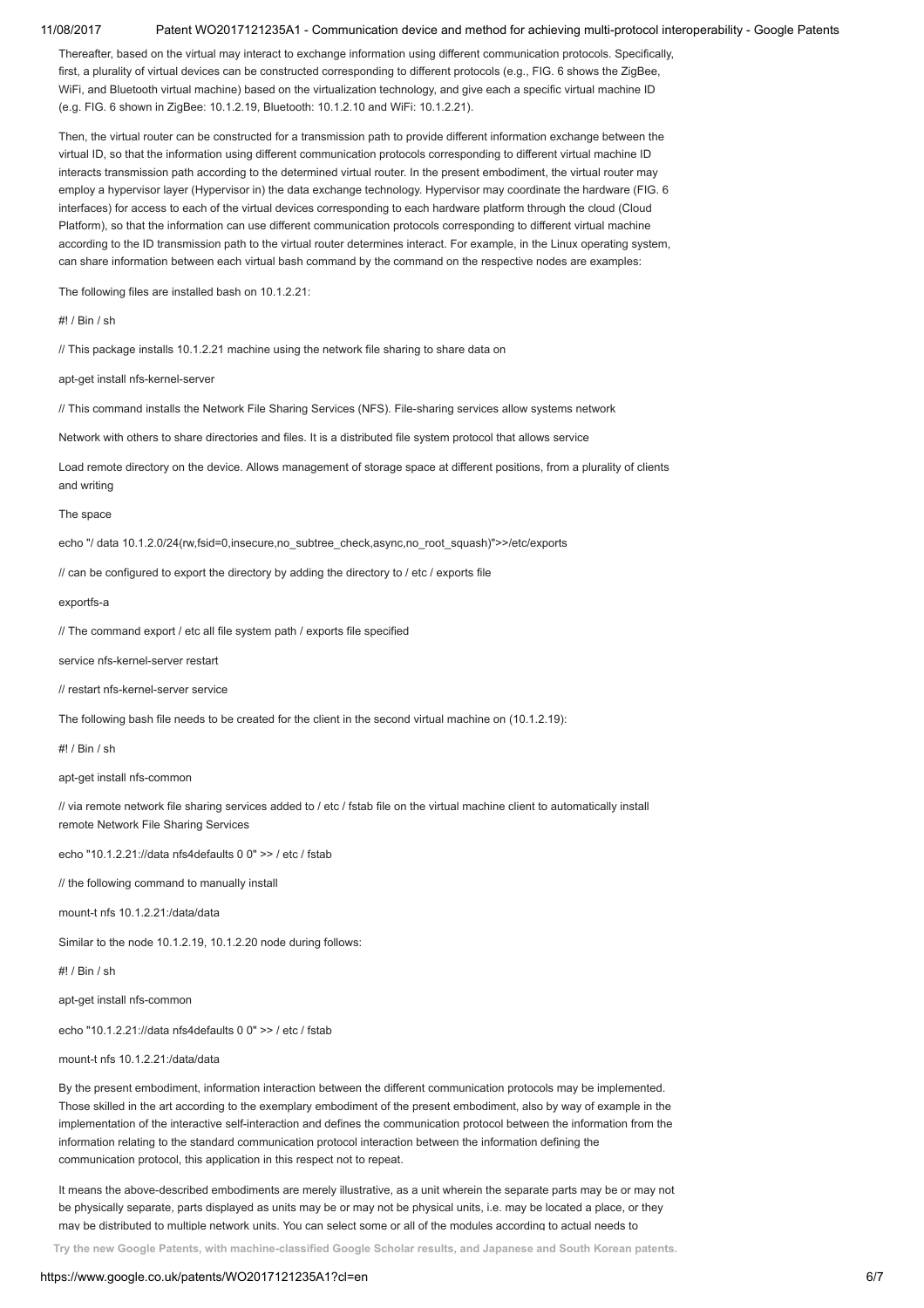Thereafter, based on the virtual may interact to exchange information using different communication protocols. Specifically, first, a plurality of virtual devices can be constructed corresponding to different protocols (e.g., FIG. 6 shows the ZigBee, WiFi, and Bluetooth virtual machine) based on the virtualization technology, and give each a specific virtual machine ID (e.g. FIG. 6 shown in ZigBee: 10.1.2.19, Bluetooth: 10.1.2.10 and WiFi: 10.1.2.21).

Then, the virtual router can be constructed for a transmission path to provide different information exchange between the virtual ID, so that the information using different communication protocols corresponding to different virtual machine ID interacts transmission path according to the determined virtual router. In the present embodiment, the virtual router may employ a hypervisor layer (Hypervisor in) the data exchange technology. Hypervisor may coordinate the hardware (FIG. 6 interfaces) for access to each of the virtual devices corresponding to each hardware platform through the cloud (Cloud Platform), so that the information can use different communication protocols corresponding to different virtual machine according to the ID transmission path to the virtual router determines interact. For example, in the Linux operating system, can share information between each virtual bash command by the command on the respective nodes are examples:

The following files are installed bash on 10.1.2.21:

#! / Bin / sh

// This package installs 10.1.2.21 machine using the network file sharing to share data on

apt-get install nfs-kernel-server

// This command installs the Network File Sharing Services (NFS). File-sharing services allow systems network

Network with others to share directories and files. It is a distributed file system protocol that allows service

Load remote directory on the device. Allows management of storage space at different positions, from a plurality of clients and writing

The space

echo "/ data 10.1.2.0/24(rw,fsid=0,insecure,no_subtree_check,async,no_root_squash)">>/etc/exports

// can be configured to export the directory by adding the directory to / etc / exports file

exportfs-a

// The command export / etc all file system path / exports file specified

service nfs-kernel-server restart

// restart nfs-kernel-server service

The following bash file needs to be created for the client in the second virtual machine on (10.1.2.19):

#! / Bin / sh

apt-get install nfs-common

// via remote network file sharing services added to / etc / fstab file on the virtual machine client to automatically install remote Network File Sharing Services

echo "10.1.2.21://data nfs4defaults 0 0" >> / etc / fstab

// the following command to manually install

mount-t nfs 10.1.2.21:/data/data

Similar to the node 10.1.2.19, 10.1.2.20 node during follows:

#! / Bin / sh

apt-get install nfs-common

echo "10.1.2.21://data nfs4defaults 0 0" >> / etc / fstab

mount-t nfs 10.1.2.21:/data/data

By the present embodiment, information interaction between the different communication protocols may be implemented. Those skilled in the art according to the exemplary embodiment of the present embodiment, also by way of example in the implementation of the interactive self-interaction and defines the communication protocol between the information from the information relating to the standard communication protocol interaction between the information defining the communication protocol, this application in this respect not to repeat.

It means the above-described embodiments are merely illustrative, as a unit wherein the separate parts may be or may not be physically separate, parts displayed as units may be or may not be physical units, i.e. may be located a place, or they may be distributed to multiple network units. You can select some or all of the modules according to actual needs to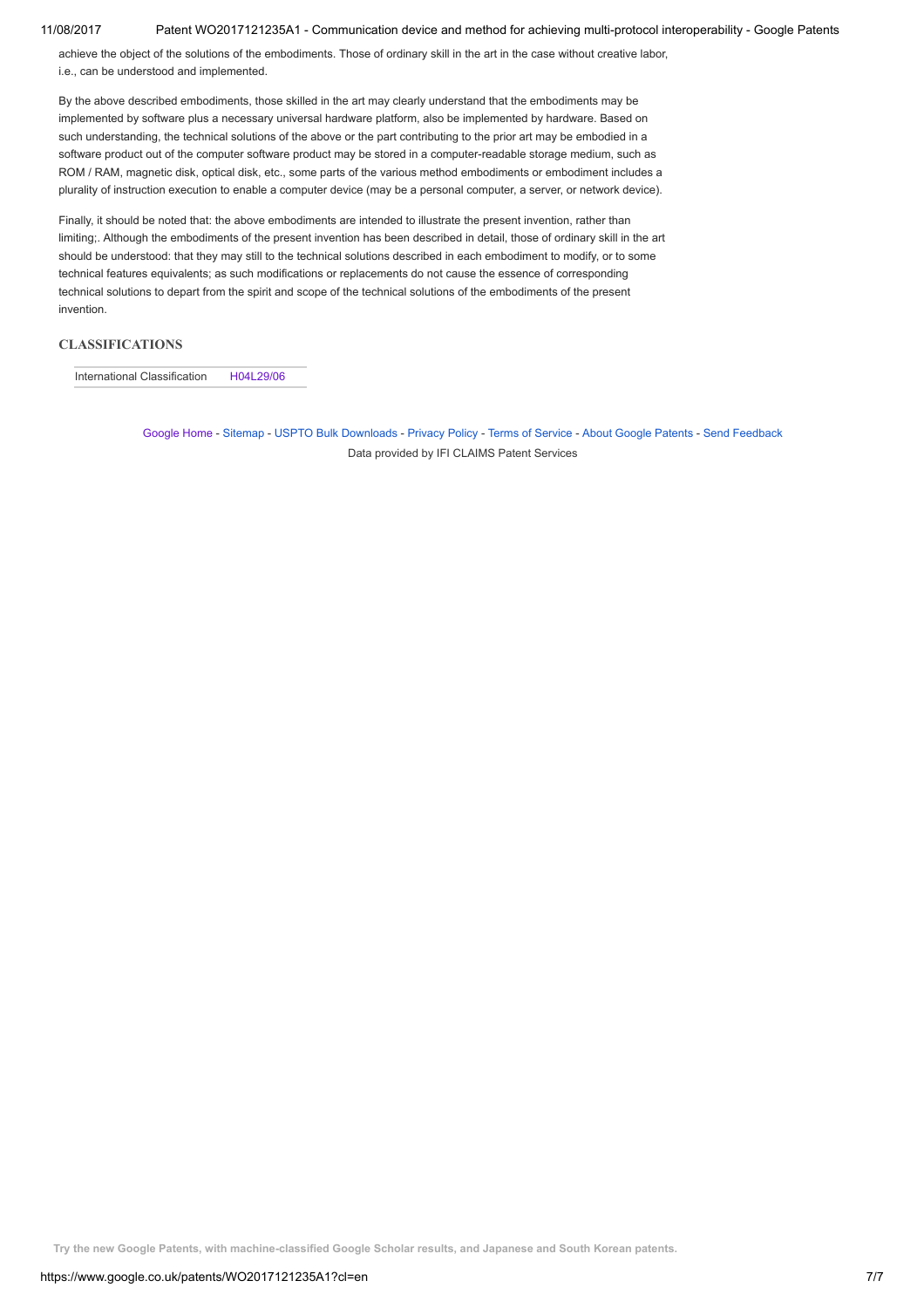achieve the object of the solutions of the embodiments. Those of ordinary skill in the art in the case without creative labor, i.e., can be understood and implemented.

By the above described embodiments, those skilled in the art may clearly understand that the embodiments may be implemented by software plus a necessary universal hardware platform, also be implemented by hardware. Based on such understanding, the technical solutions of the above or the part contributing to the prior art may be embodied in a software product out of the computer software product may be stored in a computer-readable storage medium, such as ROM / RAM, magnetic disk, optical disk, etc., some parts of the various method embodiments or embodiment includes a plurality of instruction execution to enable a computer device (may be a personal computer, a server, or network device).

Finally, it should be noted that: the above embodiments are intended to illustrate the present invention, rather than limiting;. Although the embodiments of the present invention has been described in detail, those of ordinary skill in the art should be understood: that they may still to the technical solutions described in each embodiment to modify, or to some technical features equivalents; as such modifications or replacements do not cause the essence of corresponding technical solutions to depart from the spirit and scope of the technical solutions of the embodiments of the present invention.

## CLASSIFICATIONS

| | |
|---|---|
| International Classification | H04L29/06 |

Google Home - Sitemap - USPTO Bulk Downloads - Privacy Policy - Terms of Service - About Google Patents - Send Feedback

Data provided by IFI CLAIMS Patent Services

Try the new Google Patents, with machine-classified Google Scholar results, and Japanese and South Korean patents.